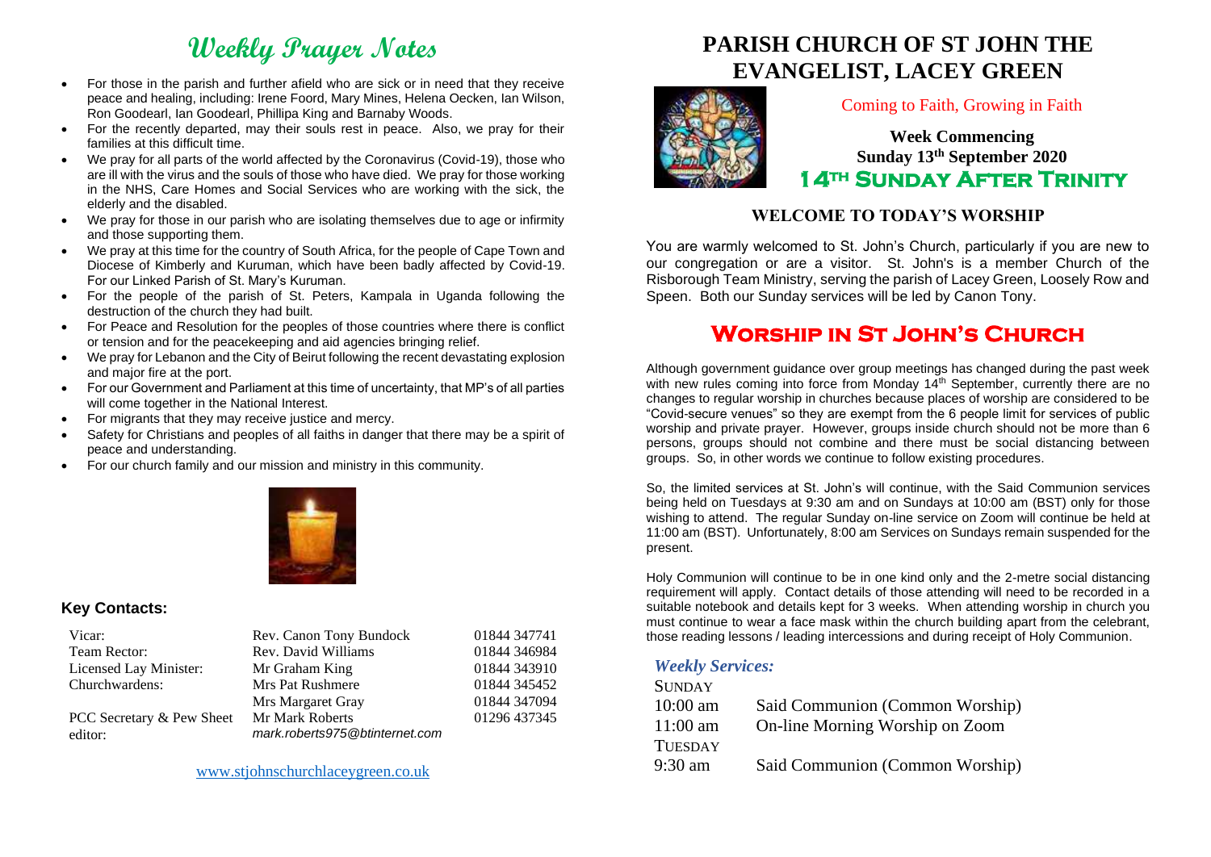# Weekly Prayer Notes

- For those in the parish and further afield who are sick or in need that they receive peace and healing, including: Irene Foord, Mary Mines, Helena Oecken, Ian Wilson, Ron Goodearl, Ian Goodearl, Phillipa King and Barnaby Woods.
- For the recently departed, may their souls rest in peace. Also, we pray for their families at this difficult time.
- We pray for all parts of the world affected by the Coronavirus (Covid-19), those who are ill with the virus and the souls of those who have died. We pray for those working in the NHS, Care Homes and Social Services who are working with the sick, the elderly and the disabled.
- We pray for those in our parish who are isolating themselves due to age or infirmity and those supporting them.
- We pray at this time for the country of South Africa, for the people of Cape Town and Diocese of Kimberly and Kuruman, which have been badly affected by Covid-19. For our Linked Parish of St. Mary's Kuruman.
- For the people of the parish of St. Peters, Kampala in Uganda following the destruction of the church they had built.
- For Peace and Resolution for the peoples of those countries where there is conflict or tension and for the peacekeeping and aid agencies bringing relief.
- We pray for Lebanon and the City of Beirut following the recent devastating explosion and major fire at the port.
- For our Government and Parliament at this time of uncertainty, that MP's of all parties will come together in the National Interest.
- For migrants that they may receive justice and mercy.
- Safety for Christians and peoples of all faiths in danger that there may be a spirit of peace and understanding.
- For our church family and our mission and ministry in this community.

## Key Contacts:

| | | |
|---|---|---|
| Vicar: | Rev. Canon Tony Bundock | 01844 347741 |
| Team Rector: | Rev. David Williams | 01844 346984 |
| Licensed Lay Minister: | Mr Graham King | 01844 343910 |
| Churchwardens: | Mrs Pat Rushmere | 01844 345452 |
| | Mrs Margaret Gray | 01844 347094 |
| PCC Secretary & Pew Sheet editor: | Mr Mark Roberts *mark.roberts975@btinternet.com* | 01296 437345 |

www.stjohnschurchlaceygreen.co.uk

# PARISH CHURCH OF ST JOHN THE EVANGELIST, LACEY GREEN

Coming to Faith, Growing in Faith

**Week Commencing**
**Sunday 13th September 2020**
**14TH SUNDAY AFTER TRINITY**

## WELCOME TO TODAY'S WORSHIP

You are warmly welcomed to St. John's Church, particularly if you are new to our congregation or are a visitor. St. John's is a member Church of the Risborough Team Ministry, serving the parish of Lacey Green, Loosely Row and Speen. Both our Sunday services will be led by Canon Tony.

## WORSHIP IN ST JOHN'S CHURCH

Although government guidance over group meetings has changed during the past week with new rules coming into force from Monday 14th September, currently there are no changes to regular worship in churches because places of worship are considered to be "Covid-secure venues" so they are exempt from the 6 people limit for services of public worship and private prayer. However, groups inside church should not be more than 6 persons, groups should not combine and there must be social distancing between groups. So, in other words we continue to follow existing procedures.

So, the limited services at St. John's will continue, with the Said Communion services being held on Tuesdays at 9:30 am and on Sundays at 10:00 am (BST) only for those wishing to attend. The regular Sunday on-line service on Zoom will continue be held at 11:00 am (BST). Unfortunately, 8:00 am Services on Sundays remain suspended for the present.

Holy Communion will continue to be in one kind only and the 2-metre social distancing requirement will apply. Contact details of those attending will need to be recorded in a suitable notebook and details kept for 3 weeks. When attending worship in church you must continue to wear a face mask within the church building apart from the celebrant, those reading lessons / leading intercessions and during receipt of Holy Communion.

### *Weekly Services:*

| | |
|---|---|
| SUNDAY | |
| 10:00 am | Said Communion (Common Worship) |
| 11:00 am | On-line Morning Worship on Zoom |
| TUESDAY | |
| 9:30 am | Said Communion (Common Worship) |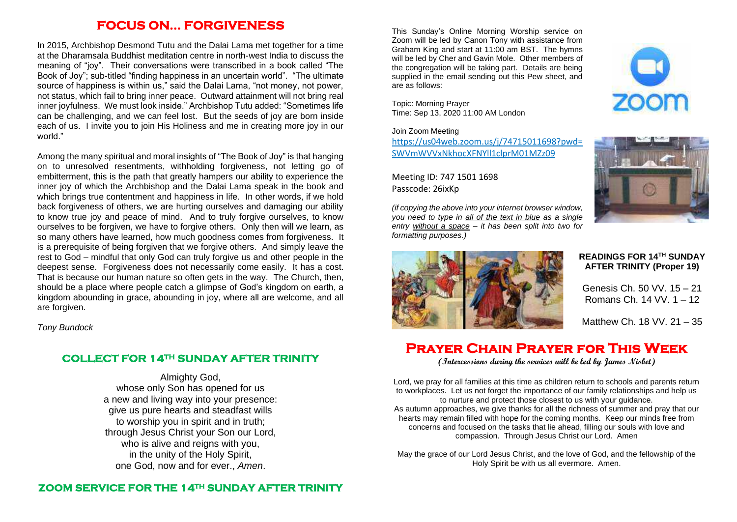## FOCUS ON… FORGIVENESS

In 2015, Archbishop Desmond Tutu and the Dalai Lama met together for a time at the Dharamsala Buddhist meditation centre in north-west India to discuss the meaning of "joy". Their conversations were transcribed in a book called "The Book of Joy"; sub-titled "finding happiness in an uncertain world". "The ultimate source of happiness is within us," said the Dalai Lama, "not money, not power, not status, which fail to bring inner peace. Outward attainment will not bring real inner joyfulness. We must look inside." Archbishop Tutu added: "Sometimes life can be challenging, and we can feel lost. But the seeds of joy are born inside each of us. I invite you to join His Holiness and me in creating more joy in our world."

Among the many spiritual and moral insights of "The Book of Joy" is that hanging on to unresolved resentments, withholding forgiveness, not letting go of embitterment, this is the path that greatly hampers our ability to experience the inner joy of which the Archbishop and the Dalai Lama speak in the book and which brings true contentment and happiness in life. In other words, if we hold back forgiveness of others, we are hurting ourselves and damaging our ability to know true joy and peace of mind. And to truly forgive ourselves, to know ourselves to be forgiven, we have to forgive others. Only then will we learn, as so many others have learned, how much goodness comes from forgiveness. It is a prerequisite of being forgiven that we forgive others. And simply leave the rest to God – mindful that only God can truly forgive us and other people in the deepest sense. Forgiveness does not necessarily come easily. It has a cost. That is because our human nature so often gets in the way. The Church, then, should be a place where people catch a glimpse of God's kingdom on earth, a kingdom abounding in grace, abounding in joy, where all are welcome, and all are forgiven.

*Tony Bundock*

## COLLECT FOR 14TH SUNDAY AFTER TRINITY

Almighty God,
whose only Son has opened for us
a new and living way into your presence:
give us pure hearts and steadfast wills
to worship you in spirit and in truth;
through Jesus Christ your Son our Lord,
who is alive and reigns with you,
in the unity of the Holy Spirit,
one God, now and for ever., *Amen*.

## ZOOM SERVICE FOR THE 14TH SUNDAY AFTER TRINITY

This Sunday's Online Morning Worship service on Zoom will be led by Canon Tony with assistance from Graham King and start at 11:00 am BST. The hymns will be led by Cher and Gavin Mole. Other members of the congregation will be taking part. Details are being supplied in the email sending out this Pew sheet, and are as follows:

Topic: Morning Prayer
Time: Sep 13, 2020 11:00 AM London

Join Zoom Meeting
https://us04web.zoom.us/j/74715011698?pwd=SWVmWVVxNkhocXFNYll1clprM01MZz09

Meeting ID: 747 1501 1698
Passcode: 26ixKp

*(if copying the above into your internet browser window, you need to type in all of the text in blue as a single entry without a space – it has been split into two for formatting purposes.)*

**READINGS FOR 14TH SUNDAY AFTER TRINITY (Proper 19)**

Genesis Ch. 50 VV. 15 – 21
Romans Ch. 14 VV. 1 – 12

Matthew Ch. 18 VV. 21 – 35

## Prayer Chain Prayer for This Week

**(Intercessions during the services will be led by James Nisbet)**

Lord, we pray for all families at this time as children return to schools and parents return to workplaces. Let us not forget the importance of our family relationships and help us to nurture and protect those closest to us with your guidance.
As autumn approaches, we give thanks for all the richness of summer and pray that our hearts may remain filled with hope for the coming months. Keep our minds free from concerns and focused on the tasks that lie ahead, filling our souls with love and compassion. Through Jesus Christ our Lord. Amen

May the grace of our Lord Jesus Christ, and the love of God, and the fellowship of the Holy Spirit be with us all evermore. Amen.